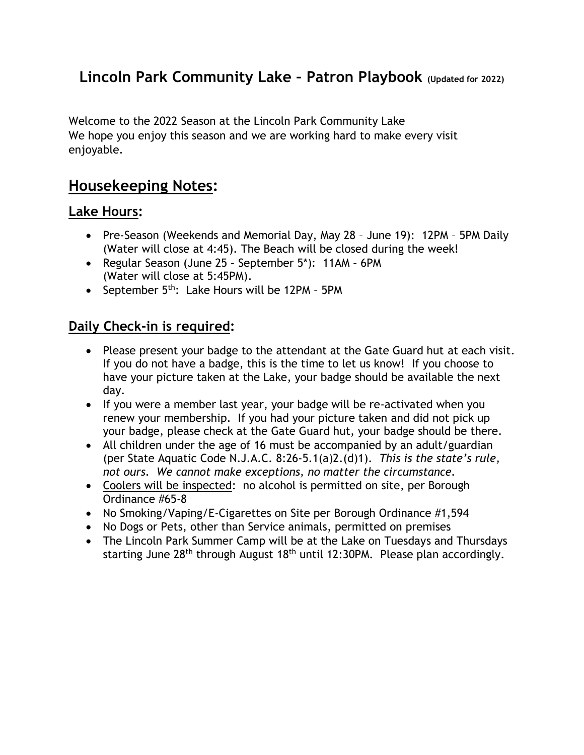# Lincoln Park Community Lake – Patron Playbook (Updated for 2022)

Welcome to the 2022 Season at the Lincoln Park Community Lake
We hope you enjoy this season and we are working hard to make every visit enjoyable.

## Housekeeping Notes:

### Lake Hours:

- Pre-Season (Weekends and Memorial Day, May 28 – June 19): 12PM – 5PM Daily (Water will close at 4:45). The Beach will be closed during the week!
- Regular Season (June 25 – September 5*): 11AM – 6PM (Water will close at 5:45PM).
- September 5th: Lake Hours will be 12PM – 5PM

### Daily Check-in is required:

- Please present your badge to the attendant at the Gate Guard hut at each visit. If you do not have a badge, this is the time to let us know! If you choose to have your picture taken at the Lake, your badge should be available the next day.
- If you were a member last year, your badge will be re-activated when you renew your membership. If you had your picture taken and did not pick up your badge, please check at the Gate Guard hut, your badge should be there.
- All children under the age of 16 must be accompanied by an adult/guardian (per State Aquatic Code N.J.A.C. 8:26-5.1(a)2.(d)1). *This is the state's rule, not ours. We cannot make exceptions, no matter the circumstance.*
- Coolers will be inspected: no alcohol is permitted on site, per Borough Ordinance #65-8
- No Smoking/Vaping/E-Cigarettes on Site per Borough Ordinance #1,594
- No Dogs or Pets, other than Service animals, permitted on premises
- The Lincoln Park Summer Camp will be at the Lake on Tuesdays and Thursdays starting June 28th through August 18th until 12:30PM. Please plan accordingly.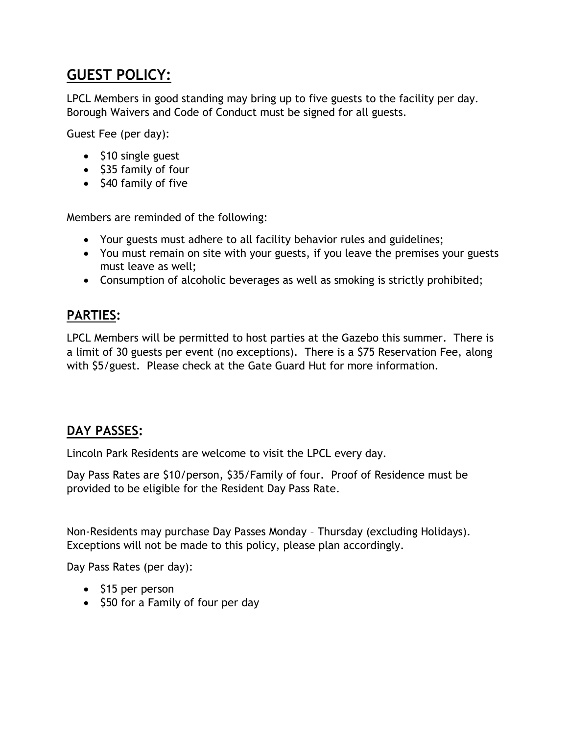## GUEST POLICY:

LPCL Members in good standing may bring up to five guests to the facility per day. Borough Waivers and Code of Conduct must be signed for all guests.

Guest Fee (per day):

- $10 single guest
- $35 family of four
- $40 family of five

Members are reminded of the following:

- Your guests must adhere to all facility behavior rules and guidelines;
- You must remain on site with your guests, if you leave the premises your guests must leave as well;
- Consumption of alcoholic beverages as well as smoking is strictly prohibited;

## PARTIES:

LPCL Members will be permitted to host parties at the Gazebo this summer. There is a limit of 30 guests per event (no exceptions). There is a $75 Reservation Fee, along with $5/guest. Please check at the Gate Guard Hut for more information.

## DAY PASSES:

Lincoln Park Residents are welcome to visit the LPCL every day.

Day Pass Rates are $10/person, $35/Family of four. Proof of Residence must be provided to be eligible for the Resident Day Pass Rate.

Non-Residents may purchase Day Passes Monday – Thursday (excluding Holidays). Exceptions will not be made to this policy, please plan accordingly.

Day Pass Rates (per day):

- $15 per person
- $50 for a Family of four per day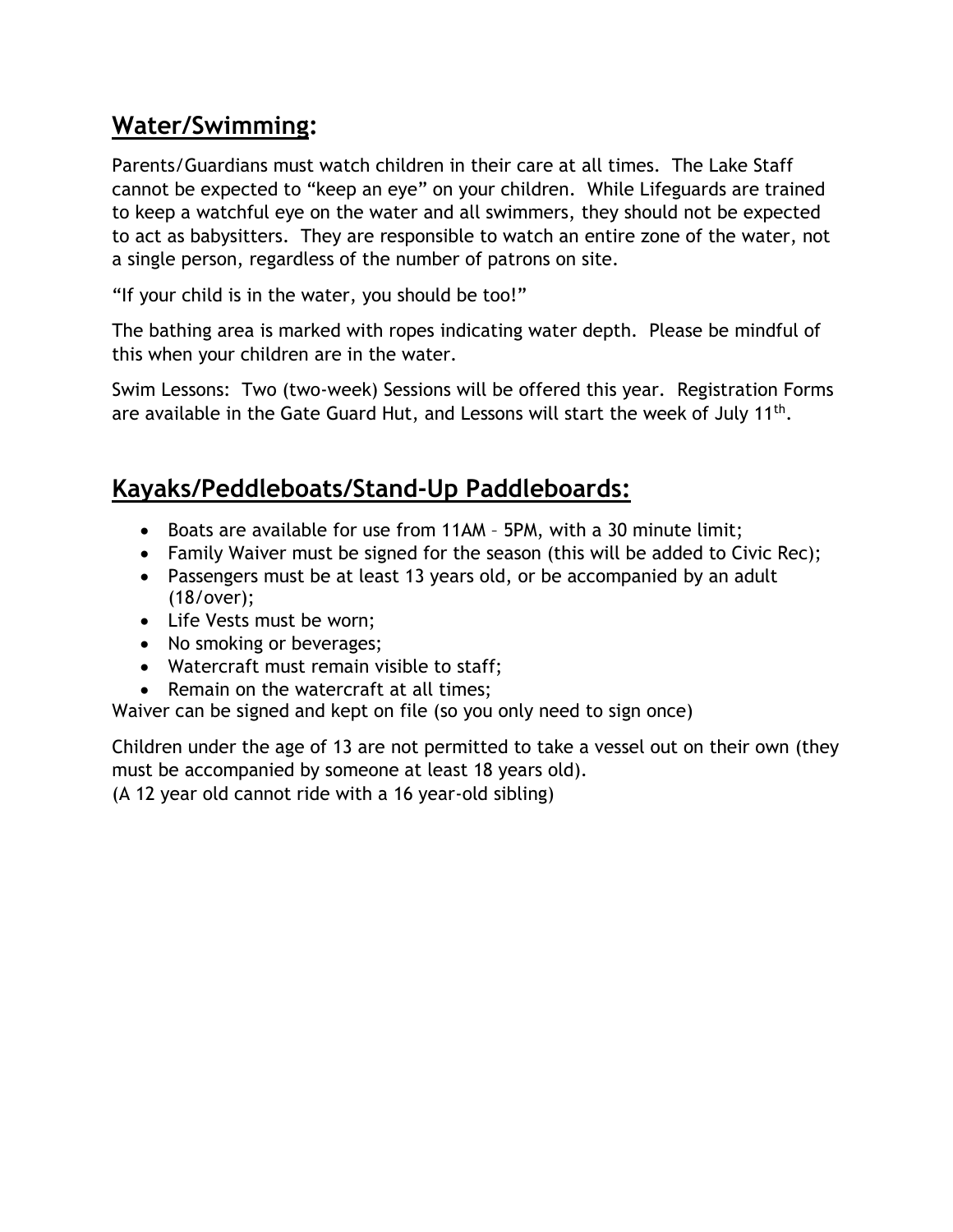## Water/Swimming:

Parents/Guardians must watch children in their care at all times. The Lake Staff cannot be expected to "keep an eye" on your children. While Lifeguards are trained to keep a watchful eye on the water and all swimmers, they should not be expected to act as babysitters. They are responsible to watch an entire zone of the water, not a single person, regardless of the number of patrons on site.

"If your child is in the water, you should be too!"

The bathing area is marked with ropes indicating water depth. Please be mindful of this when your children are in the water.

Swim Lessons: Two (two-week) Sessions will be offered this year. Registration Forms are available in the Gate Guard Hut, and Lessons will start the week of July 11th.

## Kayaks/Peddleboats/Stand-Up Paddleboards:

- Boats are available for use from 11AM – 5PM, with a 30 minute limit;
- Family Waiver must be signed for the season (this will be added to Civic Rec);
- Passengers must be at least 13 years old, or be accompanied by an adult (18/over);
- Life Vests must be worn;
- No smoking or beverages;
- Watercraft must remain visible to staff;
- Remain on the watercraft at all times;

Waiver can be signed and kept on file (so you only need to sign once)

Children under the age of 13 are not permitted to take a vessel out on their own (they must be accompanied by someone at least 18 years old).
(A 12 year old cannot ride with a 16 year-old sibling)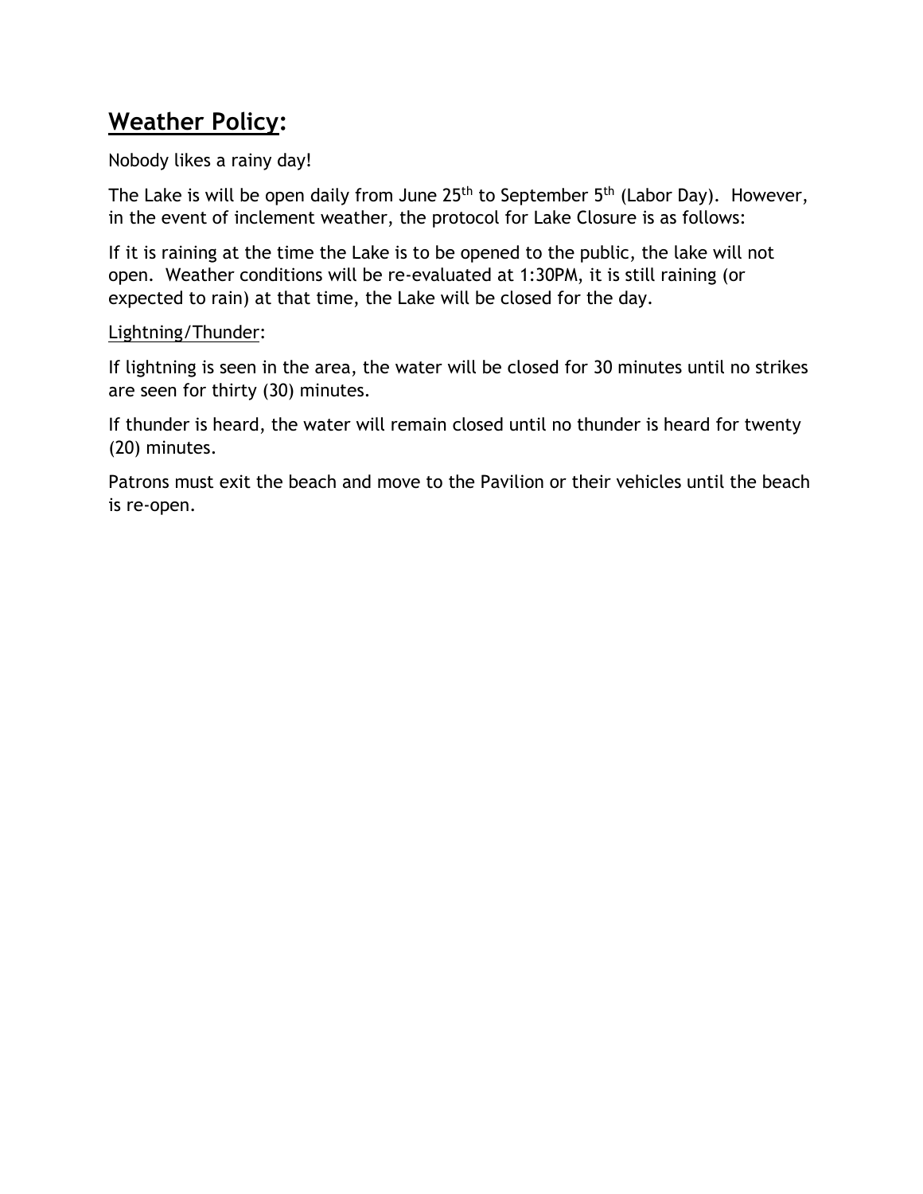## **Weather Policy:**

Nobody likes a rainy day!

The Lake is will be open daily from June 25th to September 5th (Labor Day). However, in the event of inclement weather, the protocol for Lake Closure is as follows:

If it is raining at the time the Lake is to be opened to the public, the lake will not open. Weather conditions will be re-evaluated at 1:30PM, it is still raining (or expected to rain) at that time, the Lake will be closed for the day.

Lightning/Thunder:

If lightning is seen in the area, the water will be closed for 30 minutes until no strikes are seen for thirty (30) minutes.

If thunder is heard, the water will remain closed until no thunder is heard for twenty (20) minutes.

Patrons must exit the beach and move to the Pavilion or their vehicles until the beach is re-open.